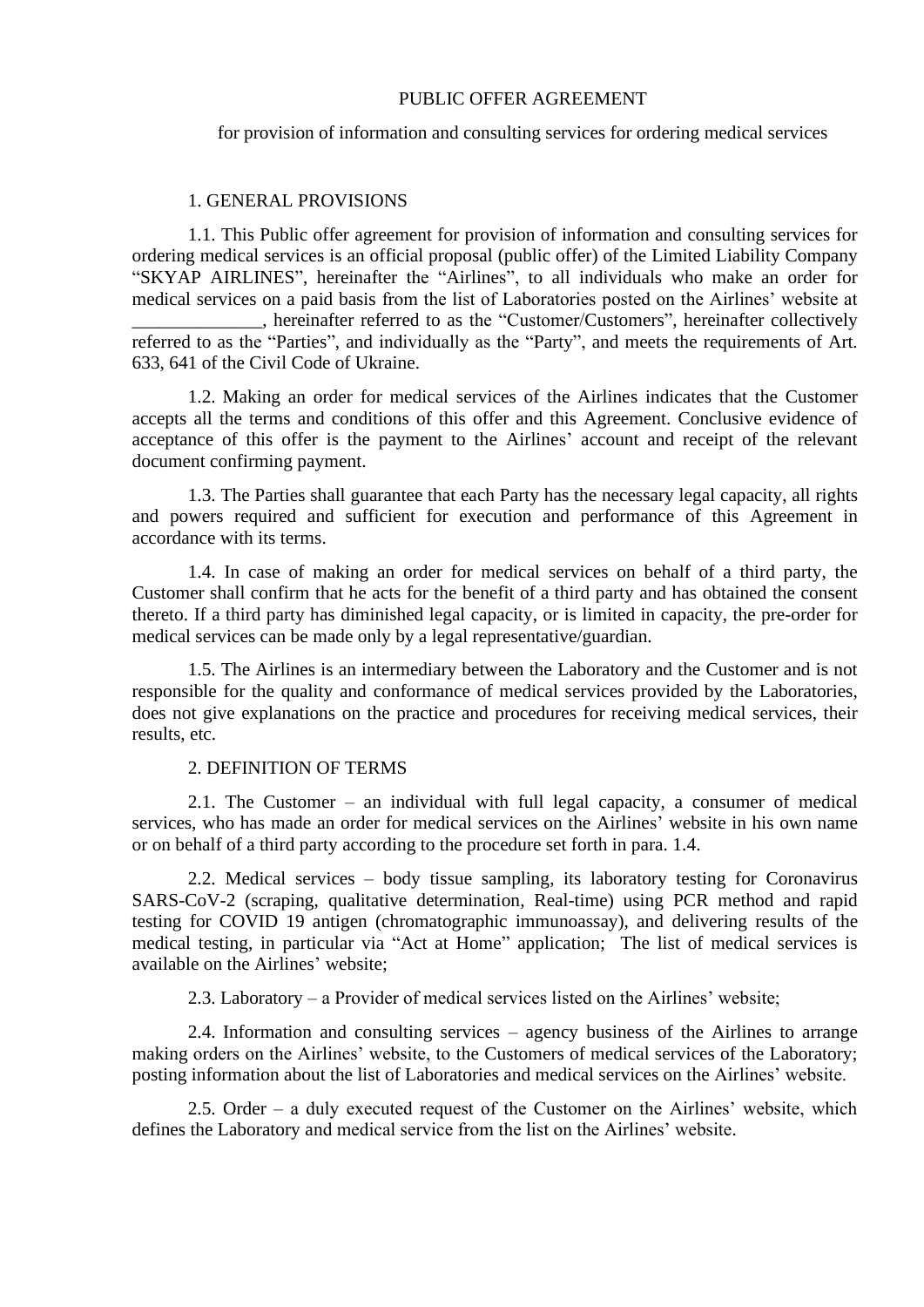# PUBLIC OFFER AGREEMENT

## for provision of information and consulting services for ordering medical services

### 1. GENERAL PROVISIONS

1.1. This Public offer agreement for provision of information and consulting services for ordering medical services is an official proposal (public offer) of the Limited Liability Company "SKYAP AIRLINES", hereinafter the "Airlines", to all individuals who make an order for medical services on a paid basis from the list of Laboratories posted on the Airlines' website at ______________, hereinafter referred to as the "Customer/Customers", hereinafter collectively referred to as the "Parties", and individually as the "Party", and meets the requirements of Art. 633, 641 of the Civil Code of Ukraine.

1.2. Making an order for medical services of the Airlines indicates that the Customer accepts all the terms and conditions of this offer and this Agreement. Conclusive evidence of acceptance of this offer is the payment to the Airlines' account and receipt of the relevant document confirming payment.

1.3. The Parties shall guarantee that each Party has the necessary legal capacity, all rights and powers required and sufficient for execution and performance of this Agreement in accordance with its terms.

1.4. In case of making an order for medical services on behalf of a third party, the Customer shall confirm that he acts for the benefit of a third party and has obtained the consent thereto. If a third party has diminished legal capacity, or is limited in capacity, the pre-order for medical services can be made only by a legal representative/guardian.

1.5. The Airlines is an intermediary between the Laboratory and the Customer and is not responsible for the quality and conformance of medical services provided by the Laboratories, does not give explanations on the practice and procedures for receiving medical services, their results, etc.

### 2. DEFINITION OF TERMS

2.1. The Customer – an individual with full legal capacity, a consumer of medical services, who has made an order for medical services on the Airlines' website in his own name or on behalf of a third party according to the procedure set forth in para. 1.4.

2.2. Medical services – body tissue sampling, its laboratory testing for Coronavirus SARS-CoV-2 (scraping, qualitative determination, Real-time) using PCR method and rapid testing for COVID 19 antigen (chromatographic immunoassay), and delivering results of the medical testing, in particular via "Act at Home" application; The list of medical services is available on the Airlines' website;

2.3. Laboratory – a Provider of medical services listed on the Airlines' website;

2.4. Information and consulting services – agency business of the Airlines to arrange making orders on the Airlines' website, to the Customers of medical services of the Laboratory; posting information about the list of Laboratories and medical services on the Airlines' website.

2.5. Order – a duly executed request of the Customer on the Airlines' website, which defines the Laboratory and medical service from the list on the Airlines' website.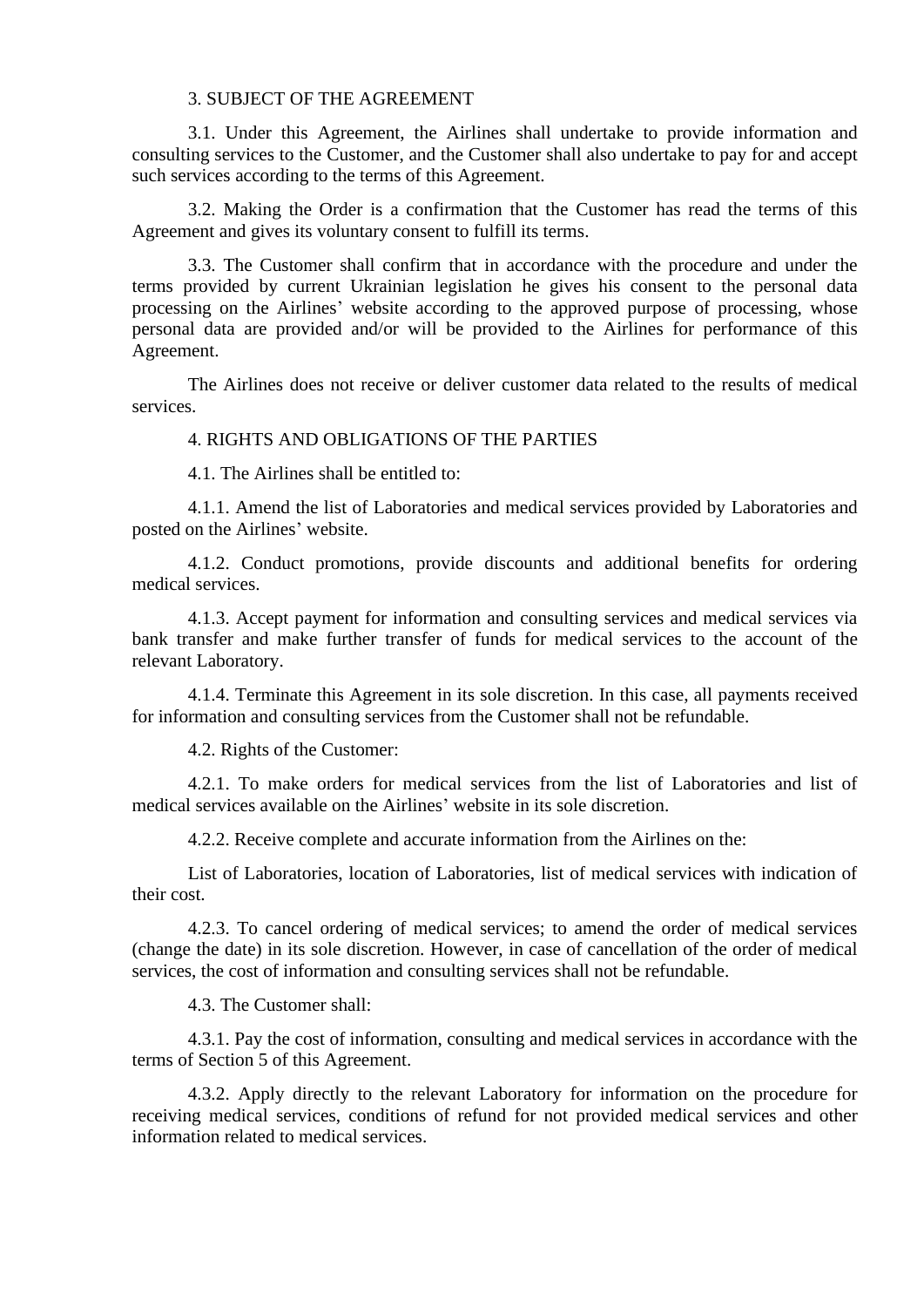## 3. SUBJECT OF THE AGREEMENT

3.1. Under this Agreement, the Airlines shall undertake to provide information and consulting services to the Customer, and the Customer shall also undertake to pay for and accept such services according to the terms of this Agreement.

3.2. Making the Order is a confirmation that the Customer has read the terms of this Agreement and gives its voluntary consent to fulfill its terms.

3.3. The Customer shall confirm that in accordance with the procedure and under the terms provided by current Ukrainian legislation he gives his consent to the personal data processing on the Airlines' website according to the approved purpose of processing, whose personal data are provided and/or will be provided to the Airlines for performance of this Agreement.

The Airlines does not receive or deliver customer data related to the results of medical services.

## 4. RIGHTS AND OBLIGATIONS OF THE PARTIES

4.1. The Airlines shall be entitled to:

4.1.1. Amend the list of Laboratories and medical services provided by Laboratories and posted on the Airlines' website.

4.1.2. Conduct promotions, provide discounts and additional benefits for ordering medical services.

4.1.3. Accept payment for information and consulting services and medical services via bank transfer and make further transfer of funds for medical services to the account of the relevant Laboratory.

4.1.4. Terminate this Agreement in its sole discretion. In this case, all payments received for information and consulting services from the Customer shall not be refundable.

4.2. Rights of the Customer:

4.2.1. To make orders for medical services from the list of Laboratories and list of medical services available on the Airlines' website in its sole discretion.

4.2.2. Receive complete and accurate information from the Airlines on the:

List of Laboratories, location of Laboratories, list of medical services with indication of their cost.

4.2.3. To cancel ordering of medical services; to amend the order of medical services (change the date) in its sole discretion. However, in case of cancellation of the order of medical services, the cost of information and consulting services shall not be refundable.

4.3. The Customer shall:

4.3.1. Pay the cost of information, consulting and medical services in accordance with the terms of Section 5 of this Agreement.

4.3.2. Apply directly to the relevant Laboratory for information on the procedure for receiving medical services, conditions of refund for not provided medical services and other information related to medical services.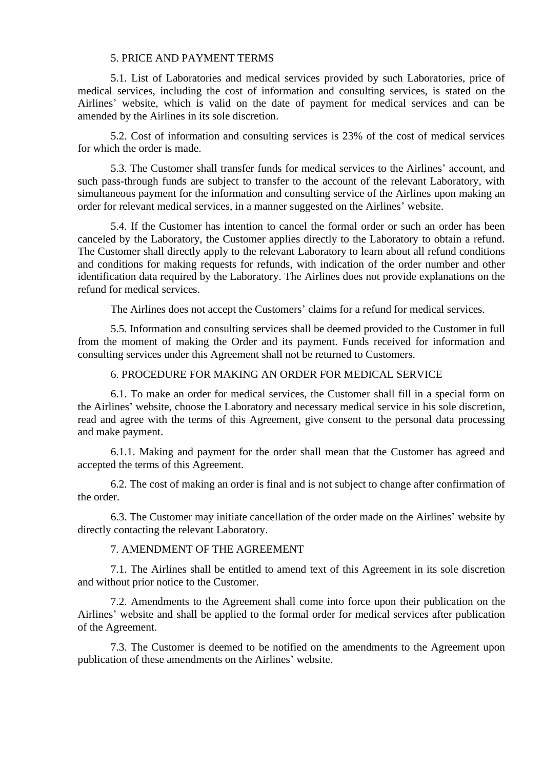## 5. PRICE AND PAYMENT TERMS

5.1. List of Laboratories and medical services provided by such Laboratories, price of medical services, including the cost of information and consulting services, is stated on the Airlines' website, which is valid on the date of payment for medical services and can be amended by the Airlines in its sole discretion.

5.2. Cost of information and consulting services is 23% of the cost of medical services for which the order is made.

5.3. The Customer shall transfer funds for medical services to the Airlines' account, and such pass-through funds are subject to transfer to the account of the relevant Laboratory, with simultaneous payment for the information and consulting service of the Airlines upon making an order for relevant medical services, in a manner suggested on the Airlines' website.

5.4. If the Customer has intention to cancel the formal order or such an order has been canceled by the Laboratory, the Customer applies directly to the Laboratory to obtain a refund. The Customer shall directly apply to the relevant Laboratory to learn about all refund conditions and conditions for making requests for refunds, with indication of the order number and other identification data required by the Laboratory. The Airlines does not provide explanations on the refund for medical services.

The Airlines does not accept the Customers' claims for a refund for medical services.

5.5. Information and consulting services shall be deemed provided to the Customer in full from the moment of making the Order and its payment. Funds received for information and consulting services under this Agreement shall not be returned to Customers.

## 6. PROCEDURE FOR MAKING AN ORDER FOR MEDICAL SERVICE

6.1. To make an order for medical services, the Customer shall fill in a special form on the Airlines' website, choose the Laboratory and necessary medical service in his sole discretion, read and agree with the terms of this Agreement, give consent to the personal data processing and make payment.

6.1.1. Making and payment for the order shall mean that the Customer has agreed and accepted the terms of this Agreement.

6.2. The cost of making an order is final and is not subject to change after confirmation of the order.

6.3. The Customer may initiate cancellation of the order made on the Airlines' website by directly contacting the relevant Laboratory.

## 7. AMENDMENT OF THE AGREEMENT

7.1. The Airlines shall be entitled to amend text of this Agreement in its sole discretion and without prior notice to the Customer.

7.2. Amendments to the Agreement shall come into force upon their publication on the Airlines' website and shall be applied to the formal order for medical services after publication of the Agreement.

7.3. The Customer is deemed to be notified on the amendments to the Agreement upon publication of these amendments on the Airlines' website.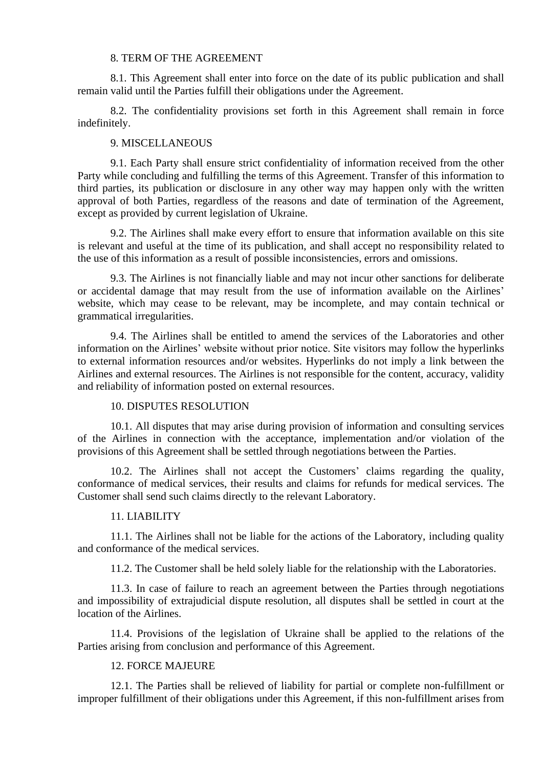## 8. TERM OF THE AGREEMENT

8.1. This Agreement shall enter into force on the date of its public publication and shall remain valid until the Parties fulfill their obligations under the Agreement.

8.2. The confidentiality provisions set forth in this Agreement shall remain in force indefinitely.

## 9. MISCELLANEOUS

9.1. Each Party shall ensure strict confidentiality of information received from the other Party while concluding and fulfilling the terms of this Agreement. Transfer of this information to third parties, its publication or disclosure in any other way may happen only with the written approval of both Parties, regardless of the reasons and date of termination of the Agreement, except as provided by current legislation of Ukraine.

9.2. The Airlines shall make every effort to ensure that information available on this site is relevant and useful at the time of its publication, and shall accept no responsibility related to the use of this information as a result of possible inconsistencies, errors and omissions.

9.3. The Airlines is not financially liable and may not incur other sanctions for deliberate or accidental damage that may result from the use of information available on the Airlines' website, which may cease to be relevant, may be incomplete, and may contain technical or grammatical irregularities.

9.4. The Airlines shall be entitled to amend the services of the Laboratories and other information on the Airlines' website without prior notice. Site visitors may follow the hyperlinks to external information resources and/or websites. Hyperlinks do not imply a link between the Airlines and external resources. The Airlines is not responsible for the content, accuracy, validity and reliability of information posted on external resources.

## 10. DISPUTES RESOLUTION

10.1. All disputes that may arise during provision of information and consulting services of the Airlines in connection with the acceptance, implementation and/or violation of the provisions of this Agreement shall be settled through negotiations between the Parties.

10.2. The Airlines shall not accept the Customers' claims regarding the quality, conformance of medical services, their results and claims for refunds for medical services. The Customer shall send such claims directly to the relevant Laboratory.

## 11. LIABILITY

11.1. The Airlines shall not be liable for the actions of the Laboratory, including quality and conformance of the medical services.

11.2. The Customer shall be held solely liable for the relationship with the Laboratories.

11.3. In case of failure to reach an agreement between the Parties through negotiations and impossibility of extrajudicial dispute resolution, all disputes shall be settled in court at the location of the Airlines.

11.4. Provisions of the legislation of Ukraine shall be applied to the relations of the Parties arising from conclusion and performance of this Agreement.

## 12. FORCE MAJEURE

12.1. The Parties shall be relieved of liability for partial or complete non-fulfillment or improper fulfillment of their obligations under this Agreement, if this non-fulfillment arises from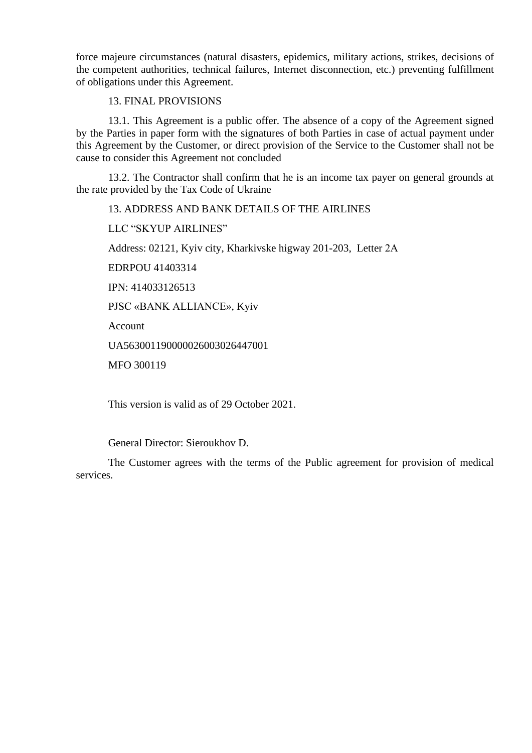force majeure circumstances (natural disasters, epidemics, military actions, strikes, decisions of the competent authorities, technical failures, Internet disconnection, etc.) preventing fulfillment of obligations under this Agreement.

## 13. FINAL PROVISIONS

13.1. This Agreement is a public offer. The absence of a copy of the Agreement signed by the Parties in paper form with the signatures of both Parties in case of actual payment under this Agreement by the Customer, or direct provision of the Service to the Customer shall not be cause to consider this Agreement not concluded

13.2. The Contractor shall confirm that he is an income tax payer on general grounds at the rate provided by the Tax Code of Ukraine

## 13. ADDRESS AND BANK DETAILS OF THE AIRLINES

LLC "SKYUP AIRLINES"

Address: 02121, Kyiv city, Kharkivske higway 201-203, Letter 2A

EDRPOU 41403314

IPN: 414033126513

PJSC «BANK ALLIANCE», Kyiv

Account

UA563001190000026003026447001

MFO 300119

This version is valid as of 29 October 2021.

General Director: Sieroukhov D.

The Customer agrees with the terms of the Public agreement for provision of medical services.